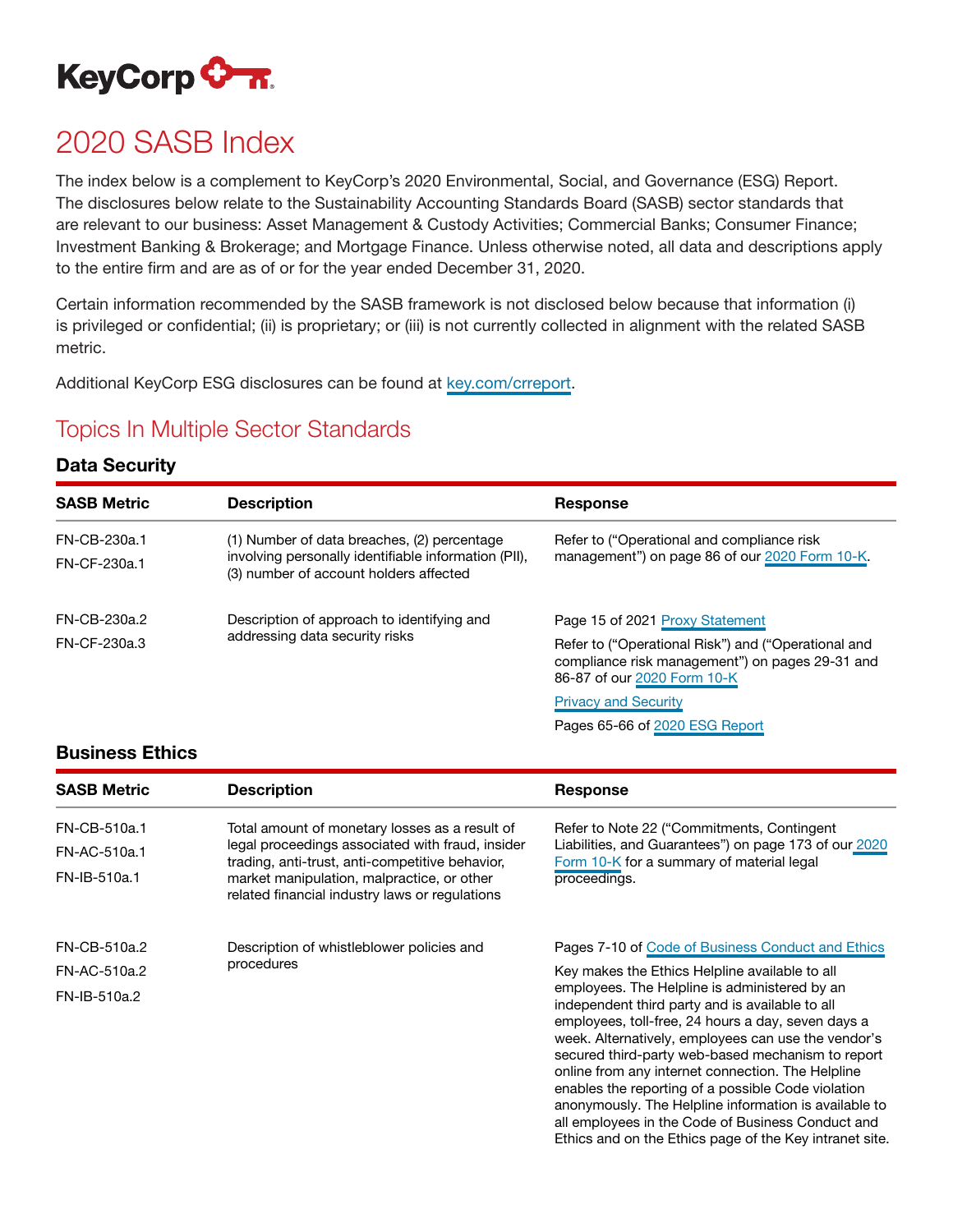KeyCorp

# 2020 SASB Index

The index below is a complement to KeyCorp's 2020 Environmental, Social, and Governance (ESG) Report. The disclosures below relate to the Sustainability Accounting Standards Board (SASB) sector standards that are relevant to our business: Asset Management & Custody Activities; Commercial Banks; Consumer Finance; Investment Banking & Brokerage; and Mortgage Finance. Unless otherwise noted, all data and descriptions apply to the entire firm and are as of or for the year ended December 31, 2020.

Certain information recommended by the SASB framework is not disclosed below because that information (i) is privileged or confidential; (ii) is proprietary; or (iii) is not currently collected in alignment with the related SASB metric.

Additional KeyCorp ESG disclosures can be found at key.com/crreport.

## Topics In Multiple Sector Standards

### Data Security

| SASB Metric | Description | Response |
|---|---|---|
| FN-CB-230a.1<br>FN-CF-230a.1 | (1) Number of data breaches, (2) percentage involving personally identifiable information (PII), (3) number of account holders affected | Refer to ("Operational and compliance risk management") on page 86 of our 2020 Form 10-K. |
| FN-CB-230a.2<br>FN-CF-230a.3 | Description of approach to identifying and addressing data security risks | Page 15 of 2021 Proxy Statement<br>Refer to ("Operational Risk") and ("Operational and compliance risk management") on pages 29-31 and 86-87 of our 2020 Form 10-K<br>Privacy and Security<br>Pages 65-66 of 2020 ESG Report |

### Business Ethics

| SASB Metric | Description | Response |
|---|---|---|
| FN-CB-510a.1<br>FN-AC-510a.1<br>FN-IB-510a.1 | Total amount of monetary losses as a result of legal proceedings associated with fraud, insider trading, anti-trust, anti-competitive behavior, market manipulation, malpractice, or other related financial industry laws or regulations | Refer to Note 22 ("Commitments, Contingent Liabilities, and Guarantees") on page 173 of our 2020 Form 10-K for a summary of material legal proceedings. |
| FN-CB-510a.2<br>FN-AC-510a.2<br>FN-IB-510a.2 | Description of whistleblower policies and procedures | Pages 7-10 of Code of Business Conduct and Ethics<br>Key makes the Ethics Helpline available to all employees. The Helpline is administered by an independent third party and is available to all employees, toll-free, 24 hours a day, seven days a week. Alternatively, employees can use the vendor's secured third-party web-based mechanism to report online from any internet connection. The Helpline enables the reporting of a possible Code violation anonymously. The Helpline information is available to all employees in the Code of Business Conduct and Ethics and on the Ethics page of the Key intranet site. |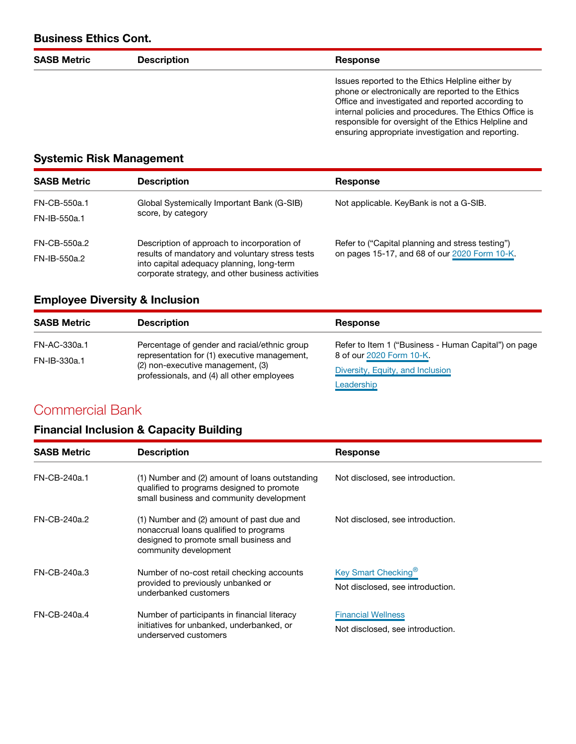### Business Ethics Cont.

| SASB Metric | Description | Response |
| --- | --- | --- |
| | | Issues reported to the Ethics Helpline either by phone or electronically are reported to the Ethics Office and investigated and reported according to internal policies and procedures. The Ethics Office is responsible for oversight of the Ethics Helpline and ensuring appropriate investigation and reporting. |

### Systemic Risk Management

| SASB Metric | Description | Response |
| --- | --- | --- |
| FN-CB-550a.1<br>FN-IB-550a.1 | Global Systemically Important Bank (G-SIB) score, by category | Not applicable. KeyBank is not a G-SIB. |
| FN-CB-550a.2<br>FN-IB-550a.2 | Description of approach to incorporation of results of mandatory and voluntary stress tests into capital adequacy planning, long-term corporate strategy, and other business activities | Refer to ("Capital planning and stress testing") on pages 15-17, and 68 of our 2020 Form 10-K. |

### Employee Diversity & Inclusion

| SASB Metric | Description | Response |
| --- | --- | --- |
| FN-AC-330a.1<br>FN-IB-330a.1 | Percentage of gender and racial/ethnic group representation for (1) executive management, (2) non-executive management, (3) professionals, and (4) all other employees | Refer to Item 1 ("Business - Human Capital") on page 8 of our 2020 Form 10-K.<br>Diversity, Equity, and Inclusion<br>Leadership |

## Commercial Bank

### Financial Inclusion & Capacity Building

| SASB Metric | Description | Response |
| --- | --- | --- |
| FN-CB-240a.1 | (1) Number and (2) amount of loans outstanding qualified to programs designed to promote small business and community development | Not disclosed, see introduction. |
| FN-CB-240a.2 | (1) Number and (2) amount of past due and nonaccrual loans qualified to programs designed to promote small business and community development | Not disclosed, see introduction. |
| FN-CB-240a.3 | Number of no-cost retail checking accounts provided to previously unbanked or underbanked customers | Key Smart Checking®<br>Not disclosed, see introduction. |
| FN-CB-240a.4 | Number of participants in financial literacy initiatives for unbanked, underbanked, or underserved customers | Financial Wellness<br>Not disclosed, see introduction. |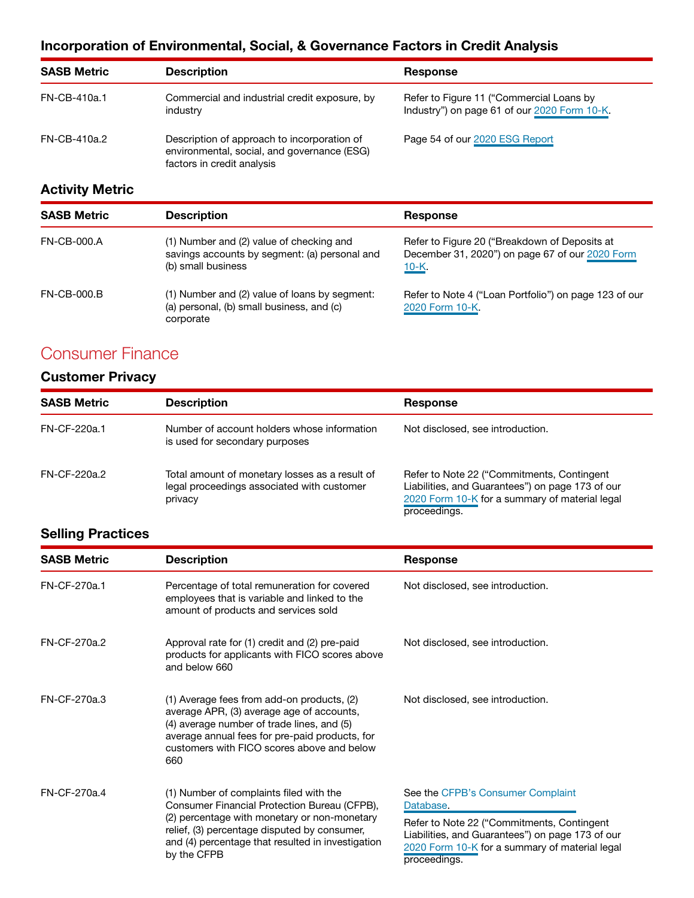### Incorporation of Environmental, Social, & Governance Factors in Credit Analysis

| SASB Metric | Description | Response |
| --- | --- | --- |
| FN-CB-410a.1 | Commercial and industrial credit exposure, by industry | Refer to Figure 11 ("Commercial Loans by Industry") on page 61 of our 2020 Form 10-K. |
| FN-CB-410a.2 | Description of approach to incorporation of environmental, social, and governance (ESG) factors in credit analysis | Page 54 of our 2020 ESG Report |

### Activity Metric

| SASB Metric | Description | Response |
| --- | --- | --- |
| FN-CB-000.A | (1) Number and (2) value of checking and savings accounts by segment: (a) personal and (b) small business | Refer to Figure 20 ("Breakdown of Deposits at December 31, 2020") on page 67 of our 2020 Form 10-K. |
| FN-CB-000.B | (1) Number and (2) value of loans by segment: (a) personal, (b) small business, and (c) corporate | Refer to Note 4 ("Loan Portfolio") on page 123 of our 2020 Form 10-K. |

## Consumer Finance

### Customer Privacy

| SASB Metric | Description | Response |
| --- | --- | --- |
| FN-CF-220a.1 | Number of account holders whose information is used for secondary purposes | Not disclosed, see introduction. |
| FN-CF-220a.2 | Total amount of monetary losses as a result of legal proceedings associated with customer privacy | Refer to Note 22 ("Commitments, Contingent Liabilities, and Guarantees") on page 173 of our 2020 Form 10-K for a summary of material legal proceedings. |

### Selling Practices

| SASB Metric | Description | Response |
| --- | --- | --- |
| FN-CF-270a.1 | Percentage of total remuneration for covered employees that is variable and linked to the amount of products and services sold | Not disclosed, see introduction. |
| FN-CF-270a.2 | Approval rate for (1) credit and (2) pre-paid products for applicants with FICO scores above and below 660 | Not disclosed, see introduction. |
| FN-CF-270a.3 | (1) Average fees from add-on products, (2) average APR, (3) average age of accounts, (4) average number of trade lines, and (5) average annual fees for pre-paid products, for customers with FICO scores above and below 660 | Not disclosed, see introduction. |
| FN-CF-270a.4 | (1) Number of complaints filed with the Consumer Financial Protection Bureau (CFPB), (2) percentage with monetary or non-monetary relief, (3) percentage disputed by consumer, and (4) percentage that resulted in investigation by the CFPB | See the CFPB's Consumer Complaint Database. Refer to Note 22 ("Commitments, Contingent Liabilities, and Guarantees") on page 173 of our 2020 Form 10-K for a summary of material legal proceedings. |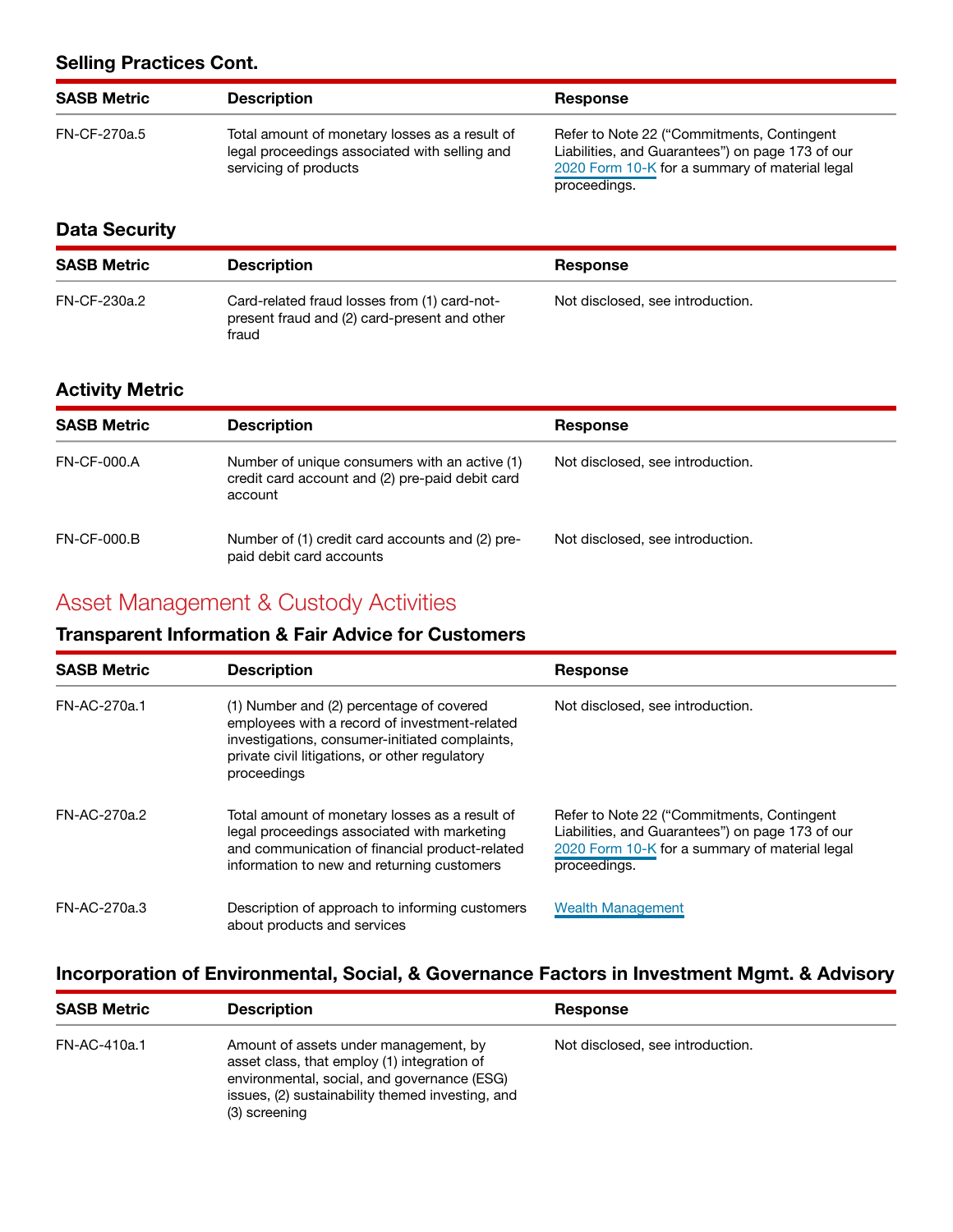### Selling Practices Cont.

| SASB Metric | Description | Response |
|---|---|---|
| FN-CF-270a.5 | Total amount of monetary losses as a result of legal proceedings associated with selling and servicing of products | Refer to Note 22 ("Commitments, Contingent Liabilities, and Guarantees") on page 173 of our 2020 Form 10-K for a summary of material legal proceedings. |

### Data Security

| SASB Metric | Description | Response |
|---|---|---|
| FN-CF-230a.2 | Card-related fraud losses from (1) card-not-present fraud and (2) card-present and other fraud | Not disclosed, see introduction. |

### Activity Metric

| SASB Metric | Description | Response |
|---|---|---|
| FN-CF-000.A | Number of unique consumers with an active (1) credit card account and (2) pre-paid debit card account | Not disclosed, see introduction. |
| FN-CF-000.B | Number of (1) credit card accounts and (2) pre-paid debit card accounts | Not disclosed, see introduction. |

## Asset Management & Custody Activities

### Transparent Information & Fair Advice for Customers

| SASB Metric | Description | Response |
|---|---|---|
| FN-AC-270a.1 | (1) Number and (2) percentage of covered employees with a record of investment-related investigations, consumer-initiated complaints, private civil litigations, or other regulatory proceedings | Not disclosed, see introduction. |
| FN-AC-270a.2 | Total amount of monetary losses as a result of legal proceedings associated with marketing and communication of financial product-related information to new and returning customers | Refer to Note 22 ("Commitments, Contingent Liabilities, and Guarantees") on page 173 of our 2020 Form 10-K for a summary of material legal proceedings. |
| FN-AC-270a.3 | Description of approach to informing customers about products and services | Wealth Management |

### Incorporation of Environmental, Social, & Governance Factors in Investment Mgmt. & Advisory

| SASB Metric | Description | Response |
|---|---|---|
| FN-AC-410a.1 | Amount of assets under management, by asset class, that employ (1) integration of environmental, social, and governance (ESG) issues, (2) sustainability themed investing, and (3) screening | Not disclosed, see introduction. |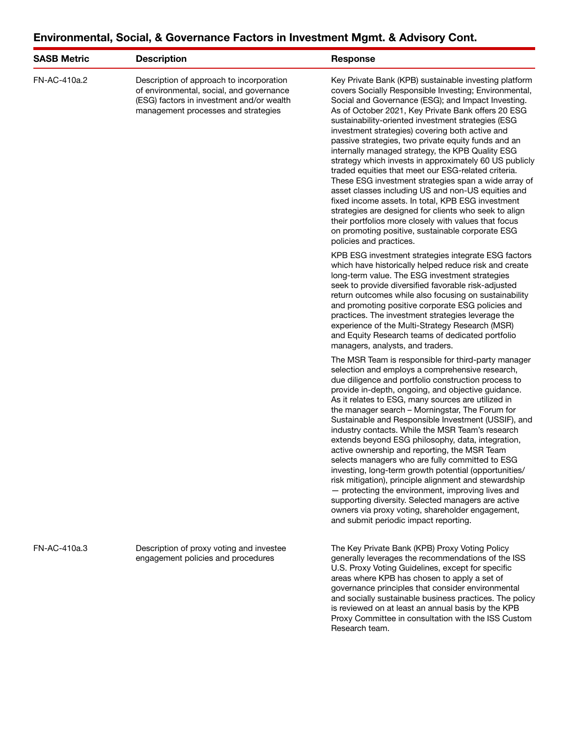## Environmental, Social, & Governance Factors in Investment Mgmt. & Advisory Cont.

| SASB Metric | Description | Response |
|---|---|---|
| FN-AC-410a.2 | Description of approach to incorporation of environmental, social, and governance (ESG) factors in investment and/or wealth management processes and strategies | Key Private Bank (KPB) sustainable investing platform covers Socially Responsible Investing; Environmental, Social and Governance (ESG); and Impact Investing. As of October 2021, Key Private Bank offers 20 ESG sustainability-oriented investment strategies (ESG investment strategies) covering both active and passive strategies, two private equity funds and an internally managed strategy, the KPB Quality ESG strategy which invests in approximately 60 US publicly traded equities that meet our ESG-related criteria. These ESG investment strategies span a wide array of asset classes including US and non-US equities and fixed income assets. In total, KPB ESG investment strategies are designed for clients who seek to align their portfolios more closely with values that focus on promoting positive, sustainable corporate ESG policies and practices.<br><br>KPB ESG investment strategies integrate ESG factors which have historically helped reduce risk and create long-term value. The ESG investment strategies seek to provide diversified favorable risk-adjusted return outcomes while also focusing on sustainability and promoting positive corporate ESG policies and practices. The investment strategies leverage the experience of the Multi-Strategy Research (MSR) and Equity Research teams of dedicated portfolio managers, analysts, and traders.<br><br>The MSR Team is responsible for third-party manager selection and employs a comprehensive research, due diligence and portfolio construction process to provide in-depth, ongoing, and objective guidance. As it relates to ESG, many sources are utilized in the manager search – Morningstar, The Forum for Sustainable and Responsible Investment (USSIF), and industry contacts. While the MSR Team's research extends beyond ESG philosophy, data, integration, active ownership and reporting, the MSR Team selects managers who are fully committed to ESG investing, long-term growth potential (opportunities/risk mitigation), principle alignment and stewardship — protecting the environment, improving lives and supporting diversity. Selected managers are active owners via proxy voting, shareholder engagement, and submit periodic impact reporting. |
| FN-AC-410a.3 | Description of proxy voting and investee engagement policies and procedures | The Key Private Bank (KPB) Proxy Voting Policy generally leverages the recommendations of the ISS U.S. Proxy Voting Guidelines, except for specific areas where KPB has chosen to apply a set of governance principles that consider environmental and socially sustainable business practices. The policy is reviewed on at least an annual basis by the KPB Proxy Committee in consultation with the ISS Custom Research team. |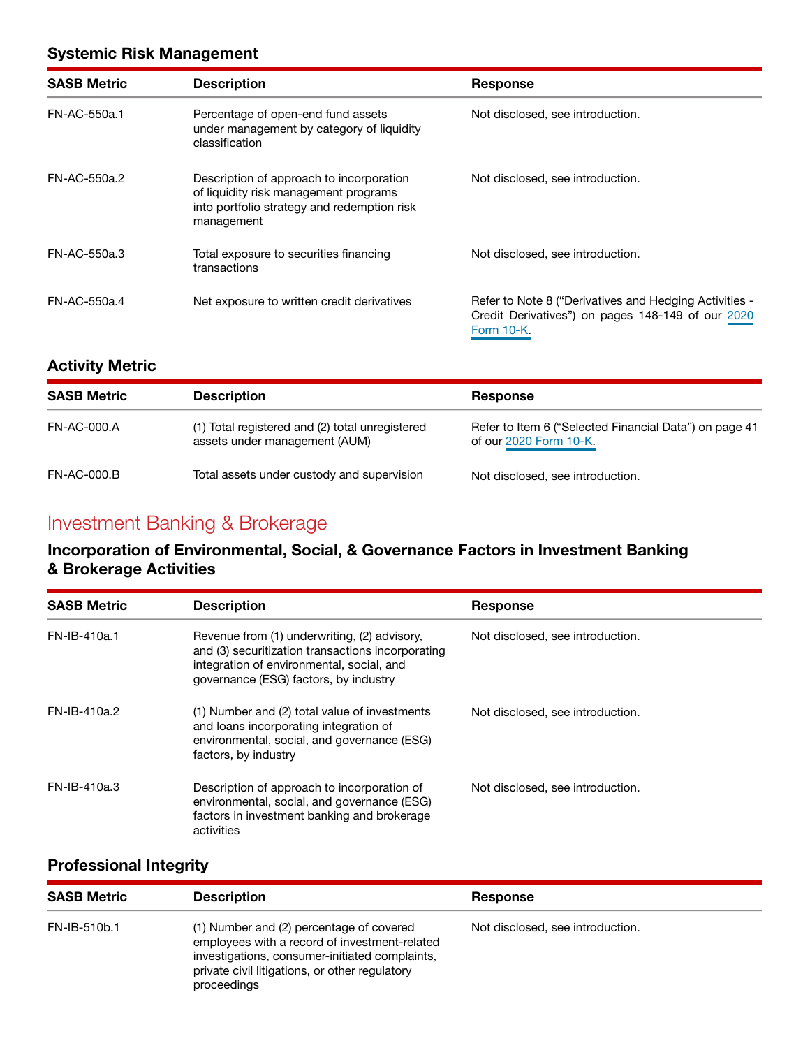### Systemic Risk Management

| SASB Metric | Description | Response |
| --- | --- | --- |
| FN-AC-550a.1 | Percentage of open-end fund assets under management by category of liquidity classification | Not disclosed, see introduction. |
| FN-AC-550a.2 | Description of approach to incorporation of liquidity risk management programs into portfolio strategy and redemption risk management | Not disclosed, see introduction. |
| FN-AC-550a.3 | Total exposure to securities financing transactions | Not disclosed, see introduction. |
| FN-AC-550a.4 | Net exposure to written credit derivatives | Refer to Note 8 ("Derivatives and Hedging Activities - Credit Derivatives") on pages 148-149 of our 2020 Form 10-K. |

### Activity Metric

| SASB Metric | Description | Response |
| --- | --- | --- |
| FN-AC-000.A | (1) Total registered and (2) total unregistered assets under management (AUM) | Refer to Item 6 ("Selected Financial Data") on page 41 of our 2020 Form 10-K. |
| FN-AC-000.B | Total assets under custody and supervision | Not disclosed, see introduction. |

## Investment Banking & Brokerage

### Incorporation of Environmental, Social, & Governance Factors in Investment Banking & Brokerage Activities

| SASB Metric | Description | Response |
| --- | --- | --- |
| FN-IB-410a.1 | Revenue from (1) underwriting, (2) advisory, and (3) securitization transactions incorporating integration of environmental, social, and governance (ESG) factors, by industry | Not disclosed, see introduction. |
| FN-IB-410a.2 | (1) Number and (2) total value of investments and loans incorporating integration of environmental, social, and governance (ESG) factors, by industry | Not disclosed, see introduction. |
| FN-IB-410a.3 | Description of approach to incorporation of environmental, social, and governance (ESG) factors in investment banking and brokerage activities | Not disclosed, see introduction. |

### Professional Integrity

| SASB Metric | Description | Response |
| --- | --- | --- |
| FN-IB-510b.1 | (1) Number and (2) percentage of covered employees with a record of investment-related investigations, consumer-initiated complaints, private civil litigations, or other regulatory proceedings | Not disclosed, see introduction. |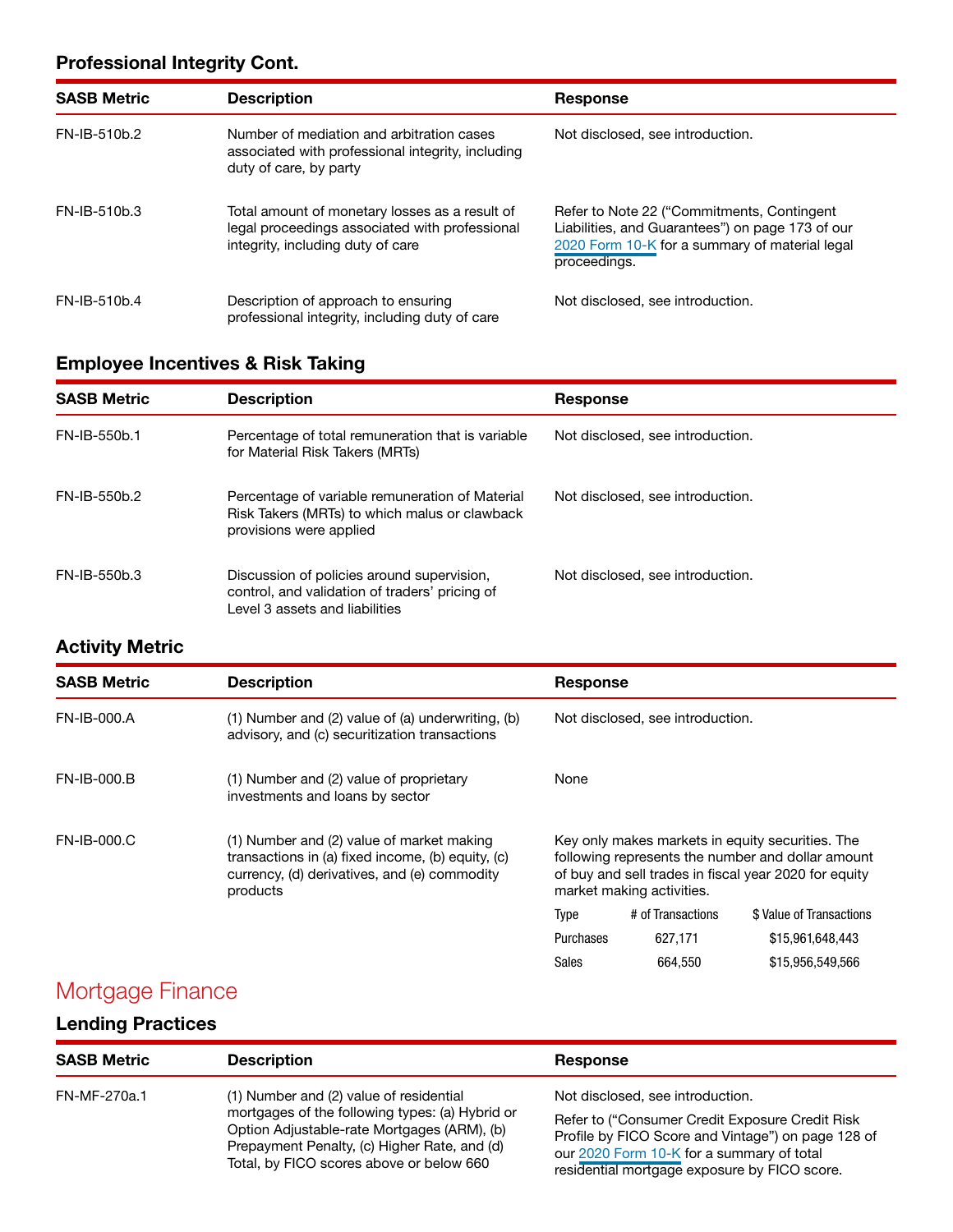### Professional Integrity Cont.

| SASB Metric | Description | Response |
| --- | --- | --- |
| FN-IB-510b.2 | Number of mediation and arbitration cases associated with professional integrity, including duty of care, by party | Not disclosed, see introduction. |
| FN-IB-510b.3 | Total amount of monetary losses as a result of legal proceedings associated with professional integrity, including duty of care | Refer to Note 22 ("Commitments, Contingent Liabilities, and Guarantees") on page 173 of our 2020 Form 10-K for a summary of material legal proceedings. |
| FN-IB-510b.4 | Description of approach to ensuring professional integrity, including duty of care | Not disclosed, see introduction. |

### Employee Incentives & Risk Taking

| SASB Metric | Description | Response |
| --- | --- | --- |
| FN-IB-550b.1 | Percentage of total remuneration that is variable for Material Risk Takers (MRTs) | Not disclosed, see introduction. |
| FN-IB-550b.2 | Percentage of variable remuneration of Material Risk Takers (MRTs) to which malus or clawback provisions were applied | Not disclosed, see introduction. |
| FN-IB-550b.3 | Discussion of policies around supervision, control, and validation of traders' pricing of Level 3 assets and liabilities | Not disclosed, see introduction. |

### Activity Metric

| SASB Metric | Description | Response |
| --- | --- | --- |
| FN-IB-000.A | (1) Number and (2) value of (a) underwriting, (b) advisory, and (c) securitization transactions | Not disclosed, see introduction. |
| FN-IB-000.B | (1) Number and (2) value of proprietary investments and loans by sector | None |
| FN-IB-000.C | (1) Number and (2) value of market making transactions in (a) fixed income, (b) equity, (c) currency, (d) derivatives, and (e) commodity products | Key only makes markets in equity securities. The following represents the number and dollar amount of buy and sell trades in fiscal year 2020 for equity market making activities. |

| Type | # of Transactions | $ Value of Transactions |
| --- | --- | --- |
| Purchases | 627,171 | $15,961,648,443 |
| Sales | 664,550 | $15,956,549,566 |

## Mortgage Finance

### Lending Practices

| SASB Metric | Description | Response |
| --- | --- | --- |
| FN-MF-270a.1 | (1) Number and (2) value of residential mortgages of the following types: (a) Hybrid or Option Adjustable-rate Mortgages (ARM), (b) Prepayment Penalty, (c) Higher Rate, and (d) Total, by FICO scores above or below 660 | Not disclosed, see introduction. Refer to ("Consumer Credit Exposure Credit Risk Profile by FICO Score and Vintage") on page 128 of our 2020 Form 10-K for a summary of total residential mortgage exposure by FICO score. |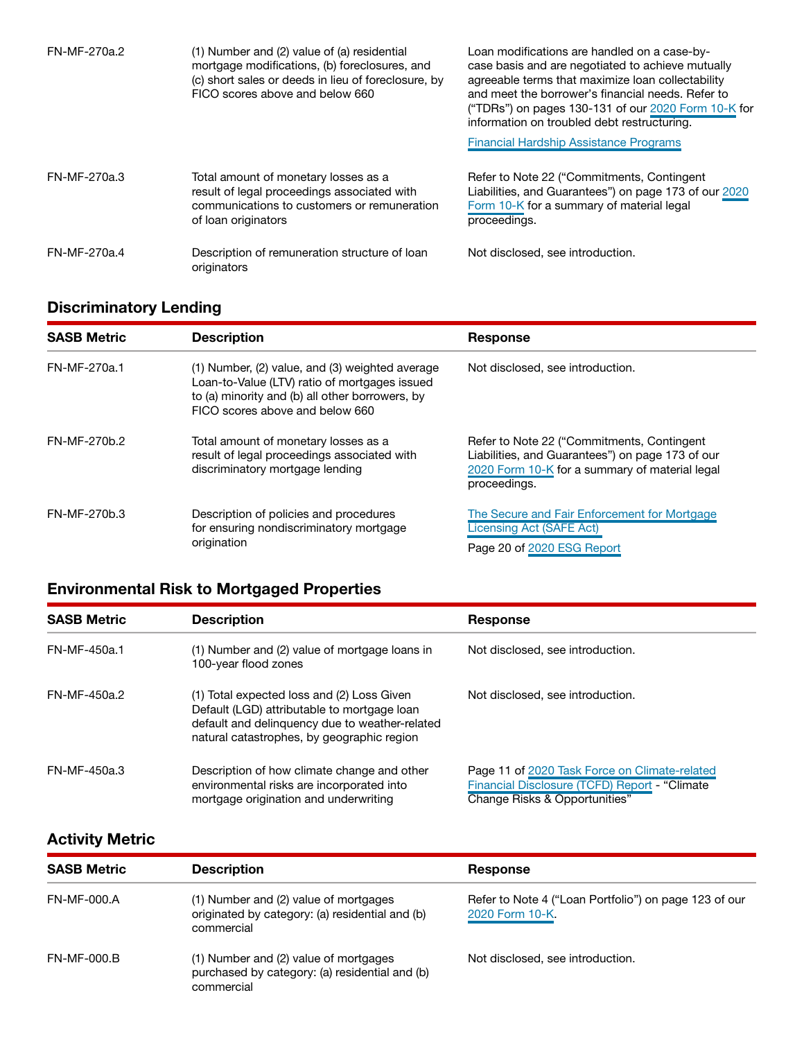| SASB Metric | Description | Response |
|---|---|---|
| FN-MF-270a.2 | (1) Number and (2) value of (a) residential mortgage modifications, (b) foreclosures, and (c) short sales or deeds in lieu of foreclosure, by FICO scores above and below 660 | Loan modifications are handled on a case-by-case basis and are negotiated to achieve mutually agreeable terms that maximize loan collectability and meet the borrower's financial needs. Refer to ("TDRs") on pages 130-131 of our 2020 Form 10-K for information on troubled debt restructuring. Financial Hardship Assistance Programs |
| FN-MF-270a.3 | Total amount of monetary losses as a result of legal proceedings associated with communications to customers or remuneration of loan originators | Refer to Note 22 ("Commitments, Contingent Liabilities, and Guarantees") on page 173 of our 2020 Form 10-K for a summary of material legal proceedings. |
| FN-MF-270a.4 | Description of remuneration structure of loan originators | Not disclosed, see introduction. |

## Discriminatory Lending

| SASB Metric | Description | Response |
|---|---|---|
| FN-MF-270a.1 | (1) Number, (2) value, and (3) weighted average Loan-to-Value (LTV) ratio of mortgages issued to (a) minority and (b) all other borrowers, by FICO scores above and below 660 | Not disclosed, see introduction. |
| FN-MF-270b.2 | Total amount of monetary losses as a result of legal proceedings associated with discriminatory mortgage lending | Refer to Note 22 ("Commitments, Contingent Liabilities, and Guarantees") on page 173 of our 2020 Form 10-K for a summary of material legal proceedings. |
| FN-MF-270b.3 | Description of policies and procedures for ensuring nondiscriminatory mortgage origination | The Secure and Fair Enforcement for Mortgage Licensing Act (SAFE Act) Page 20 of 2020 ESG Report |

## Environmental Risk to Mortgaged Properties

| SASB Metric | Description | Response |
|---|---|---|
| FN-MF-450a.1 | (1) Number and (2) value of mortgage loans in 100-year flood zones | Not disclosed, see introduction. |
| FN-MF-450a.2 | (1) Total expected loss and (2) Loss Given Default (LGD) attributable to mortgage loan default and delinquency due to weather-related natural catastrophes, by geographic region | Not disclosed, see introduction. |
| FN-MF-450a.3 | Description of how climate change and other environmental risks are incorporated into mortgage origination and underwriting | Page 11 of 2020 Task Force on Climate-related Financial Disclosure (TCFD) Report - "Climate Change Risks & Opportunities" |

## Activity Metric

| SASB Metric | Description | Response |
|---|---|---|
| FN-MF-000.A | (1) Number and (2) value of mortgages originated by category: (a) residential and (b) commercial | Refer to Note 4 ("Loan Portfolio") on page 123 of our 2020 Form 10-K. |
| FN-MF-000.B | (1) Number and (2) value of mortgages purchased by category: (a) residential and (b) commercial | Not disclosed, see introduction. |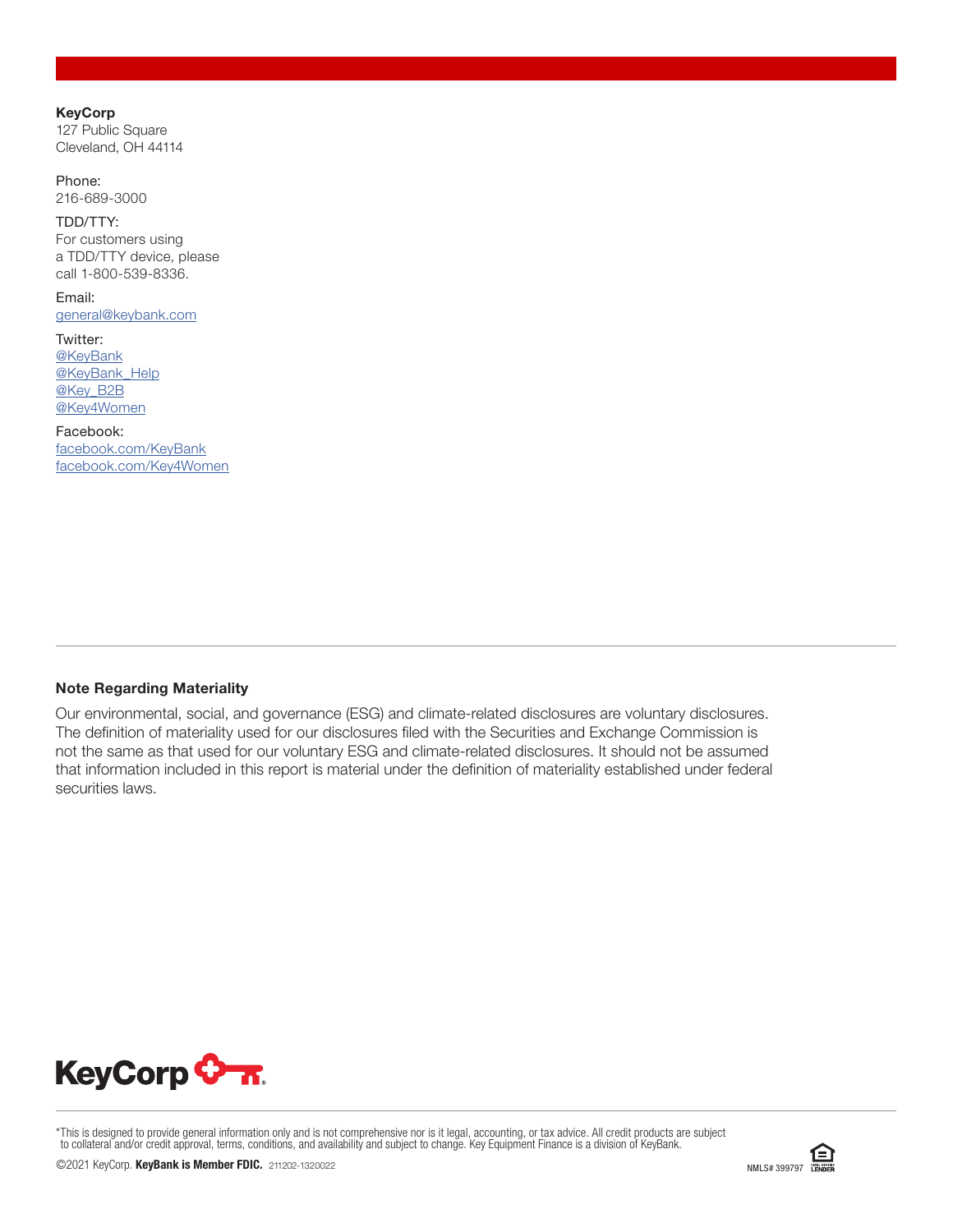**KeyCorp**
127 Public Square
Cleveland, OH 44114

Phone:
216-689-3000

TDD/TTY:
For customers using a TDD/TTY device, please call 1-800-539-8336.

Email:
general@keybank.com

Twitter:
@KeyBank
@KeyBank_Help
@Key_B2B
@Key4Women

Facebook:
facebook.com/KeyBank
facebook.com/Key4Women

---

**Note Regarding Materiality**

Our environmental, social, and governance (ESG) and climate-related disclosures are voluntary disclosures. The definition of materiality used for our disclosures filed with the Securities and Exchange Commission is not the same as that used for our voluntary ESG and climate-related disclosures. It should not be assumed that information included in this report is material under the definition of materiality established under federal securities laws.

KeyCorp

---

*This is designed to provide general information only and is not comprehensive nor is it legal, accounting, or tax advice. All credit products are subject to collateral and/or credit approval, terms, conditions, and availability and subject to change. Key Equipment Finance is a division of KeyBank.

©2021 KeyCorp. **KeyBank is Member FDIC.** 211202-1320022

NMLS# 399797 EQUAL HOUSING LENDER